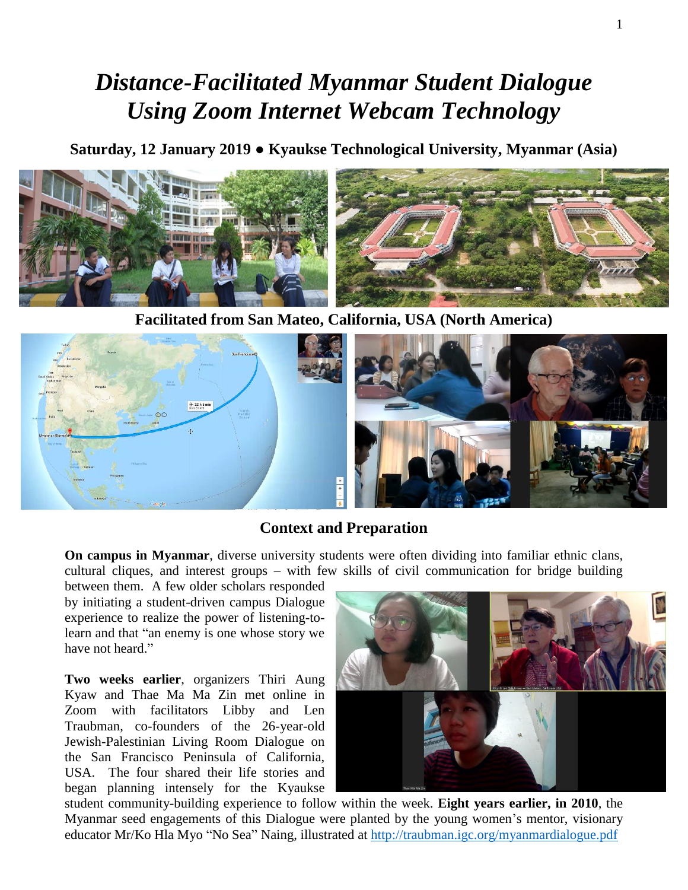# *Distance-Facilitated Myanmar Student Dialogue Using Zoom Internet Webcam Technology*

**Saturday, 12 January 2019 ● Kyaukse Technological University, Myanmar (Asia)**

**Facilitated from San Mateo, California, USA (North America)**

## Context and Preparation

**On campus in Myanmar**, diverse university students were often dividing into familiar ethnic clans, cultural cliques, and interest groups – with few skills of civil communication for bridge building between them. A few older scholars responded by initiating a student-driven campus Dialogue experience to realize the power of listening-to-learn and that "an enemy is one whose story we have not heard."

**Two weeks earlier**, organizers Thiri Aung Kyaw and Thae Ma Ma Zin met online in Zoom with facilitators Libby and Len Traubman, co-founders of the 26-year-old Jewish-Palestinian Living Room Dialogue on the San Francisco Peninsula of California, USA. The four shared their life stories and began planning intensely for the Kyaukse student community-building experience to follow within the week. **Eight years earlier, in 2010**, the Myanmar seed engagements of this Dialogue were planted by the young women's mentor, visionary educator Mr/Ko Hla Myo "No Sea" Naing, illustrated at http://traubman.igc.org/myanmardialogue.pdf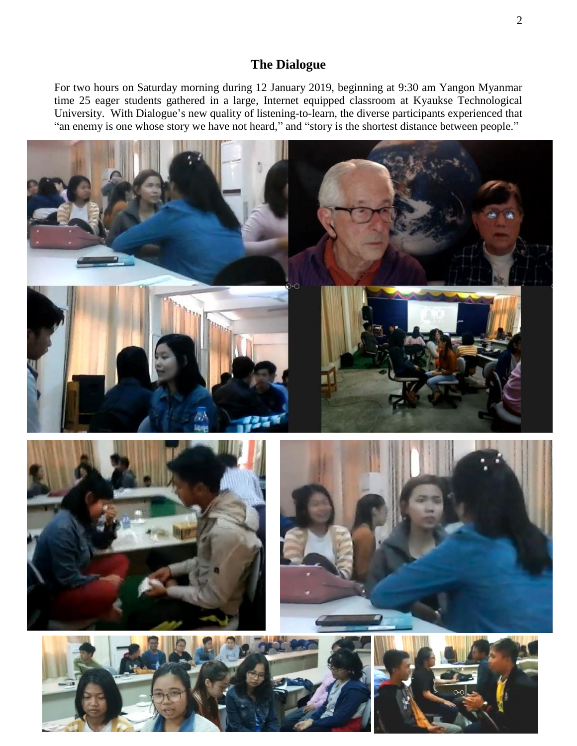## The Dialogue

For two hours on Saturday morning during 12 January 2019, beginning at 9:30 am Yangon Myanmar time 25 eager students gathered in a large, Internet equipped classroom at Kyaukse Technological University. With Dialogue's new quality of listening-to-learn, the diverse participants experienced that "an enemy is one whose story we have not heard," and "story is the shortest distance between people."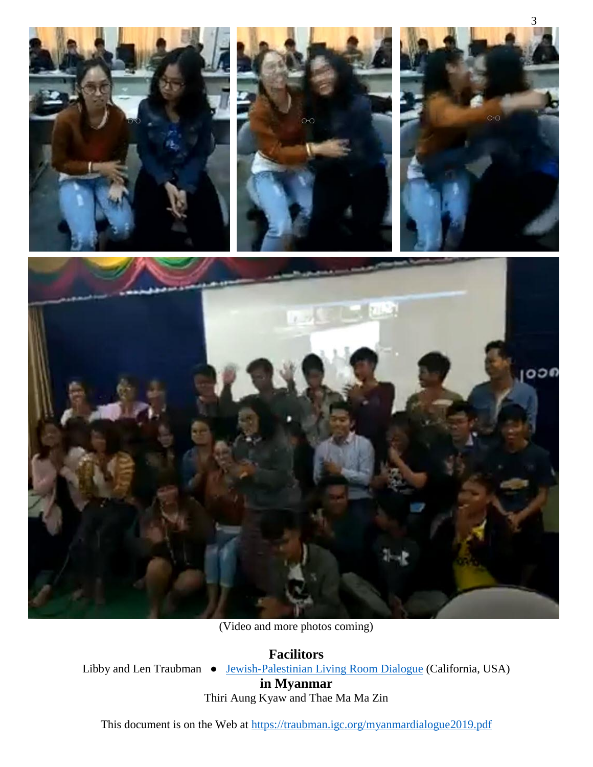(Video and more photos coming)

**Facilitors**

Libby and Len Traubman ● Jewish-Palestinian Living Room Dialogue (California, USA)

**in Myanmar**

Thiri Aung Kyaw and Thae Ma Ma Zin

This document is on the Web at https://traubman.igc.org/myanmardialogue2019.pdf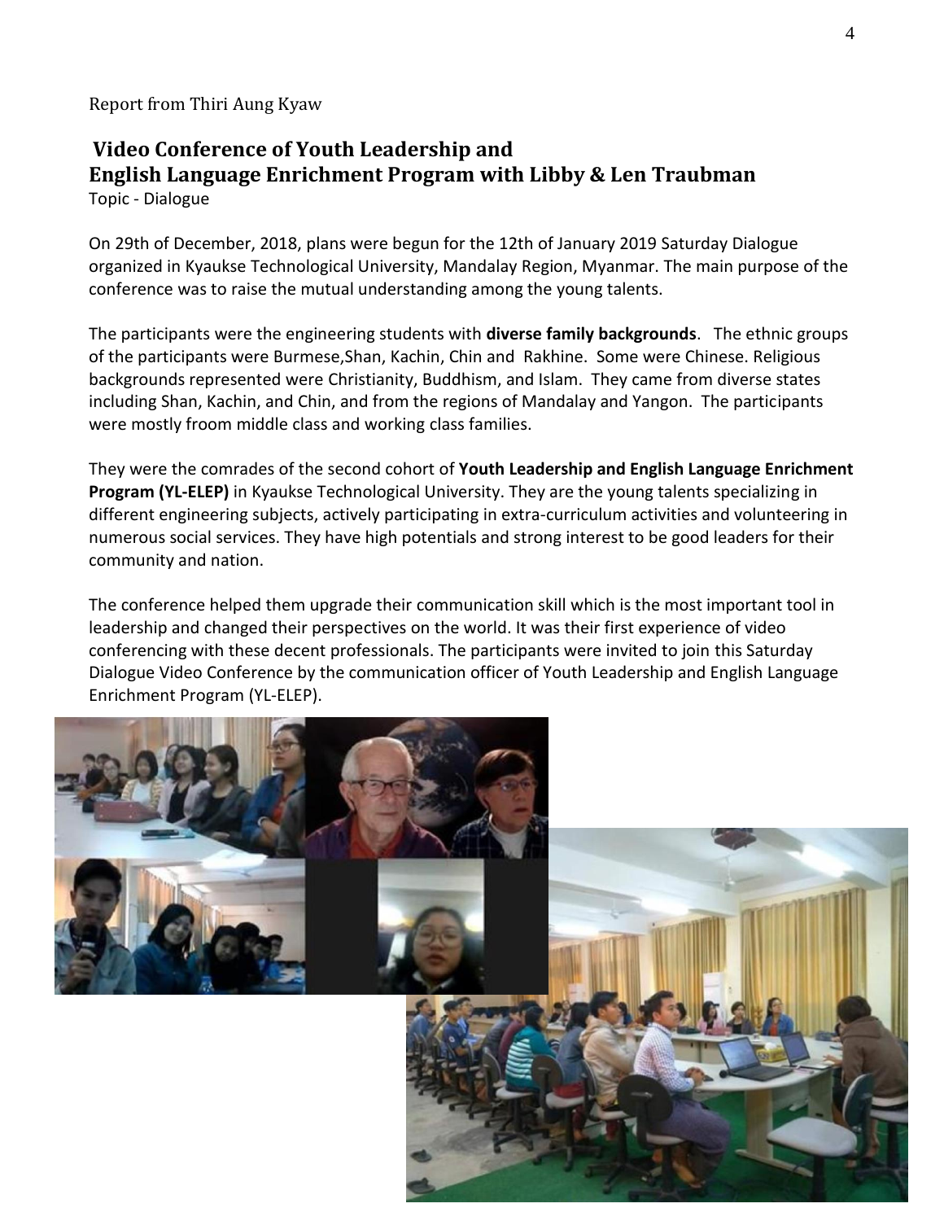Report from Thiri Aung Kyaw

## Video Conference of Youth Leadership and English Language Enrichment Program with Libby & Len Traubman

Topic - Dialogue

On 29th of December, 2018, plans were begun for the 12th of January 2019 Saturday Dialogue organized in Kyaukse Technological University, Mandalay Region, Myanmar. The main purpose of the conference was to raise the mutual understanding among the young talents.

The participants were the engineering students with **diverse family backgrounds**. The ethnic groups of the participants were Burmese,Shan, Kachin, Chin and Rakhine. Some were Chinese. Religious backgrounds represented were Christianity, Buddhism, and Islam. They came from diverse states including Shan, Kachin, and Chin, and from the regions of Mandalay and Yangon. The participants were mostly froom middle class and working class families.

They were the comrades of the second cohort of **Youth Leadership and English Language Enrichment Program (YL-ELEP)** in Kyaukse Technological University. They are the young talents specializing in different engineering subjects, actively participating in extra-curriculum activities and volunteering in numerous social services. They have high potentials and strong interest to be good leaders for their community and nation.

The conference helped them upgrade their communication skill which is the most important tool in leadership and changed their perspectives on the world. It was their first experience of video conferencing with these decent professionals. The participants were invited to join this Saturday Dialogue Video Conference by the communication officer of Youth Leadership and English Language Enrichment Program (YL-ELEP).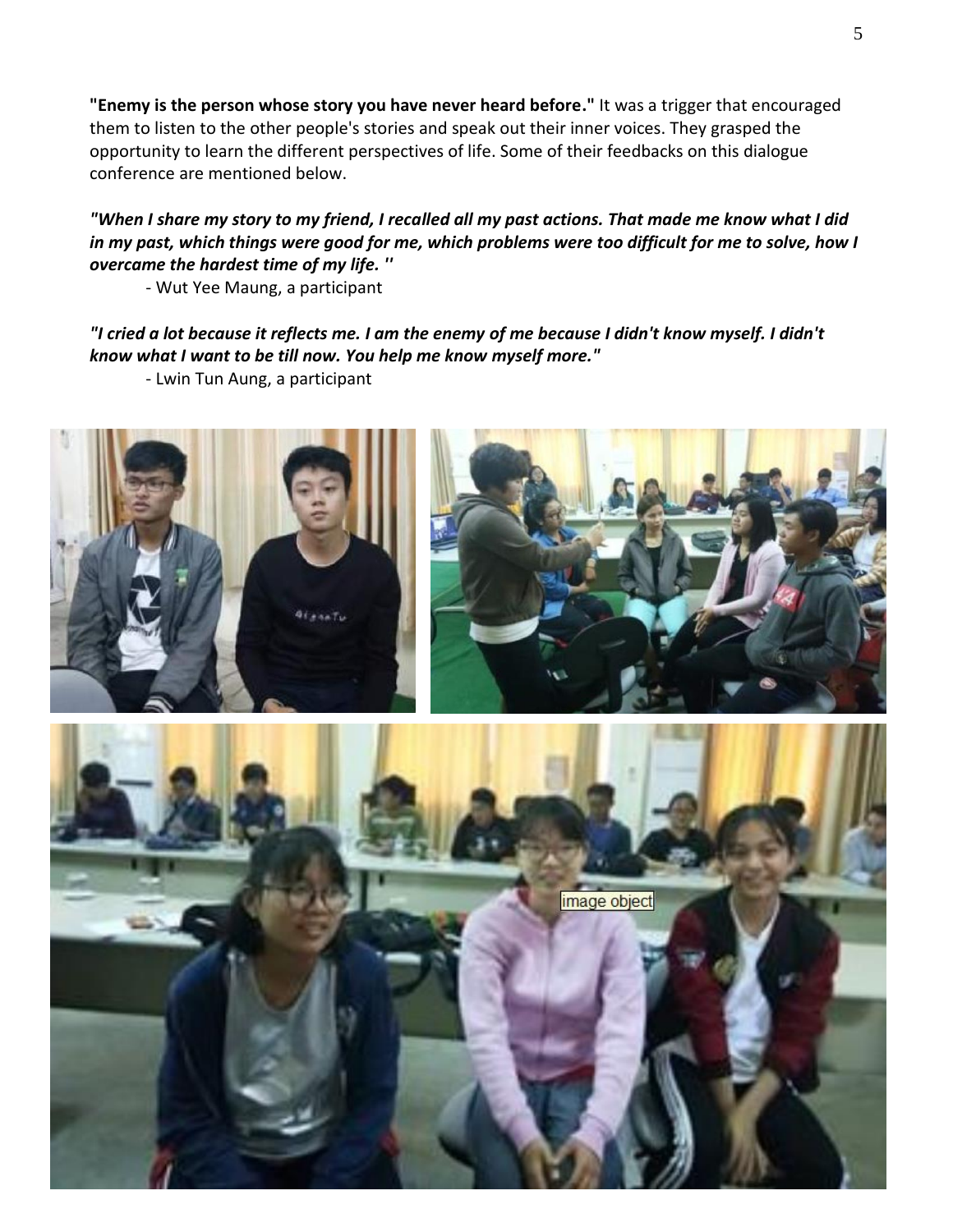**"Enemy is the person whose story you have never heard before."** It was a trigger that encouraged them to listen to the other people's stories and speak out their inner voices. They grasped the opportunity to learn the different perspectives of life. Some of their feedbacks on this dialogue conference are mentioned below.

***"When I share my story to my friend, I recalled all my past actions. That made me know what I did in my past, which things were good for me, which problems were too difficult for me to solve, how I overcame the hardest time of my life. ''***

- Wut Yee Maung, a participant

***"I cried a lot because it reflects me. I am the enemy of me because I didn't know myself. I didn't know what I want to be till now. You help me know myself more."***

- Lwin Tun Aung, a participant